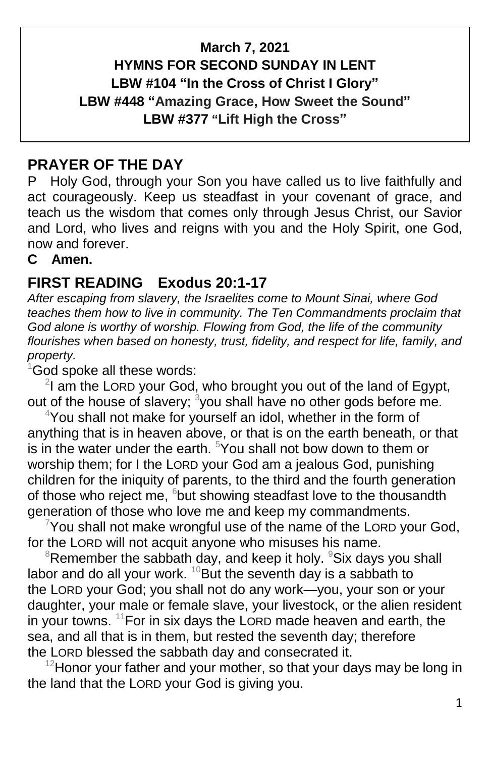**March 7, 2021**
**HYMNS FOR SECOND SUNDAY IN LENT**
**LBW #104 "In the Cross of Christ I Glory"**
**LBW #448 "Amazing Grace, How Sweet the Sound"**
**LBW #377 "Lift High the Cross"**

## PRAYER OF THE DAY

P Holy God, through your Son you have called us to live faithfully and act courageously. Keep us steadfast in your covenant of grace, and teach us the wisdom that comes only through Jesus Christ, our Savior and Lord, who lives and reigns with you and the Holy Spirit, one God, now and forever.

**C Amen.**

## FIRST READING Exodus 20:1-17

*After escaping from slavery, the Israelites come to Mount Sinai, where God teaches them how to live in community. The Ten Commandments proclaim that God alone is worthy of worship. Flowing from God, the life of the community flourishes when based on honesty, trust, fidelity, and respect for life, family, and property.*

[1]God spoke all these words:

[2]I am the LORD your God, who brought you out of the land of Egypt, out of the house of slavery; [3]you shall have no other gods before me.

[4]You shall not make for yourself an idol, whether in the form of anything that is in heaven above, or that is on the earth beneath, or that is in the water under the earth. [5]You shall not bow down to them or worship them; for I the LORD your God am a jealous God, punishing children for the iniquity of parents, to the third and the fourth generation of those who reject me, [6]but showing steadfast love to the thousandth generation of those who love me and keep my commandments.

[7]You shall not make wrongful use of the name of the LORD your God, for the LORD will not acquit anyone who misuses his name.

[8]Remember the sabbath day, and keep it holy. [9]Six days you shall labor and do all your work. [10]But the seventh day is a sabbath to the LORD your God; you shall not do any work—you, your son or your daughter, your male or female slave, your livestock, or the alien resident in your towns. [11]For in six days the LORD made heaven and earth, the sea, and all that is in them, but rested the seventh day; therefore the LORD blessed the sabbath day and consecrated it.

[12]Honor your father and your mother, so that your days may be long in the land that the LORD your God is giving you.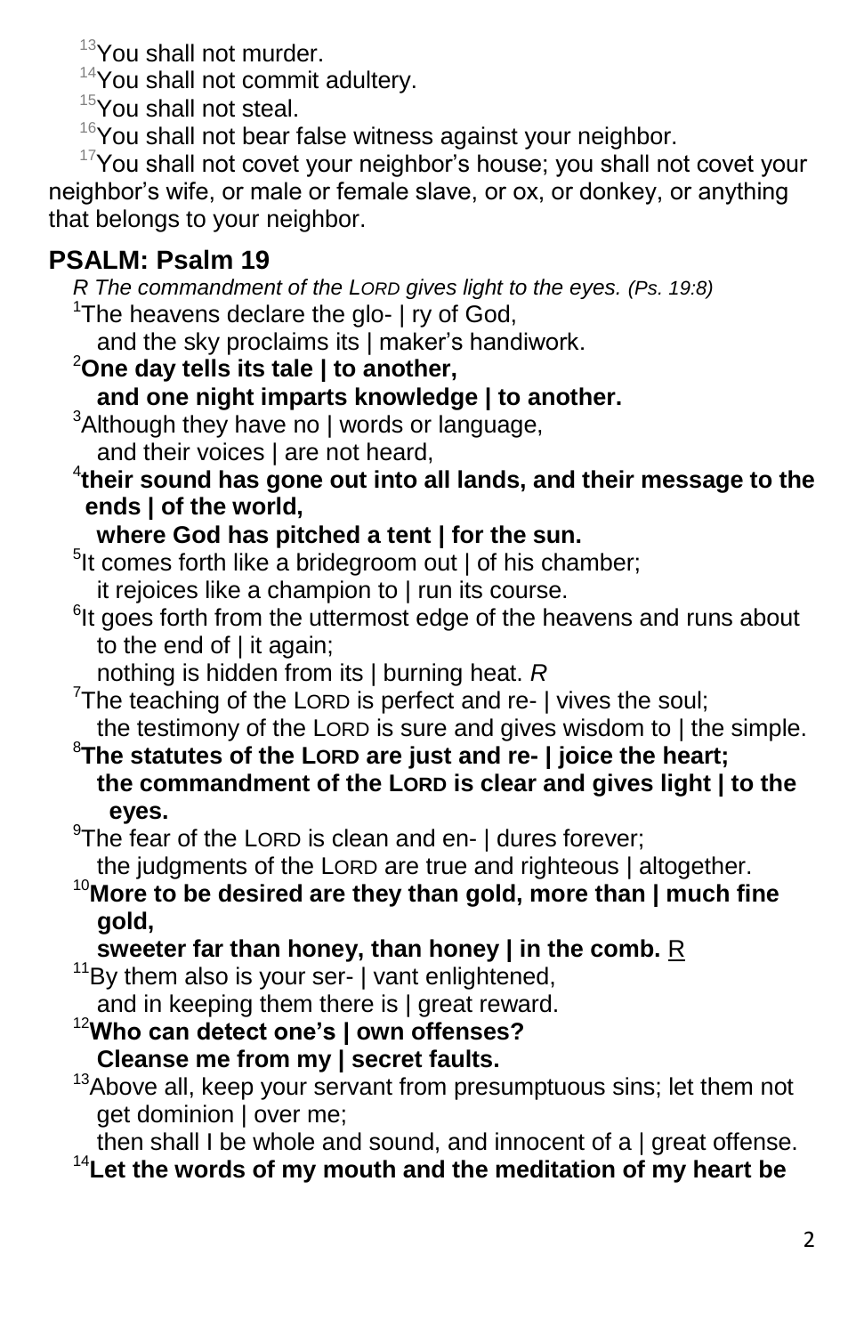[13]You shall not murder.

[14]You shall not commit adultery.

[15]You shall not steal.

[16]You shall not bear false witness against your neighbor.

[17]You shall not covet your neighbor's house; you shall not covet your neighbor's wife, or male or female slave, or ox, or donkey, or anything that belongs to your neighbor.

## PSALM: Psalm 19

*R The commandment of the LORD gives light to the eyes. (Ps. 19:8)*

[1]The heavens declare the glo- | ry of God,
and the sky proclaims its | maker's handiwork.

**[2]One day tells its tale | to another,
and one night imparts knowledge | to another.**

[3]Although they have no | words or language,
and their voices | are not heard,

**[4]their sound has gone out into all lands, and their message to the ends | of the world,
where God has pitched a tent | for the sun.**

[5]It comes forth like a bridegroom out | of his chamber;
it rejoices like a champion to | run its course.

[6]It goes forth from the uttermost edge of the heavens and runs about to the end of | it again;
nothing is hidden from its | burning heat. *R*

[7]The teaching of the LORD is perfect and re- | vives the soul;
the testimony of the LORD is sure and gives wisdom to | the simple.

**[8]The statutes of the LORD are just and re- | joice the heart;
the commandment of the LORD is clear and gives light | to the eyes.**

[9]The fear of the LORD is clean and en- | dures forever;
the judgments of the LORD are true and righteous | altogether.

**[10]More to be desired are they than gold, more than | much fine gold,
sweeter far than honey, than honey | in the comb.** R

[11]By them also is your ser- | vant enlightened,
and in keeping them there is | great reward.

**[12]Who can detect one's | own offenses?
Cleanse me from my | secret faults.**

[13]Above all, keep your servant from presumptuous sins; let them not get dominion | over me;
then shall I be whole and sound, and innocent of a | great offense.

**[14]Let the words of my mouth and the meditation of my heart be**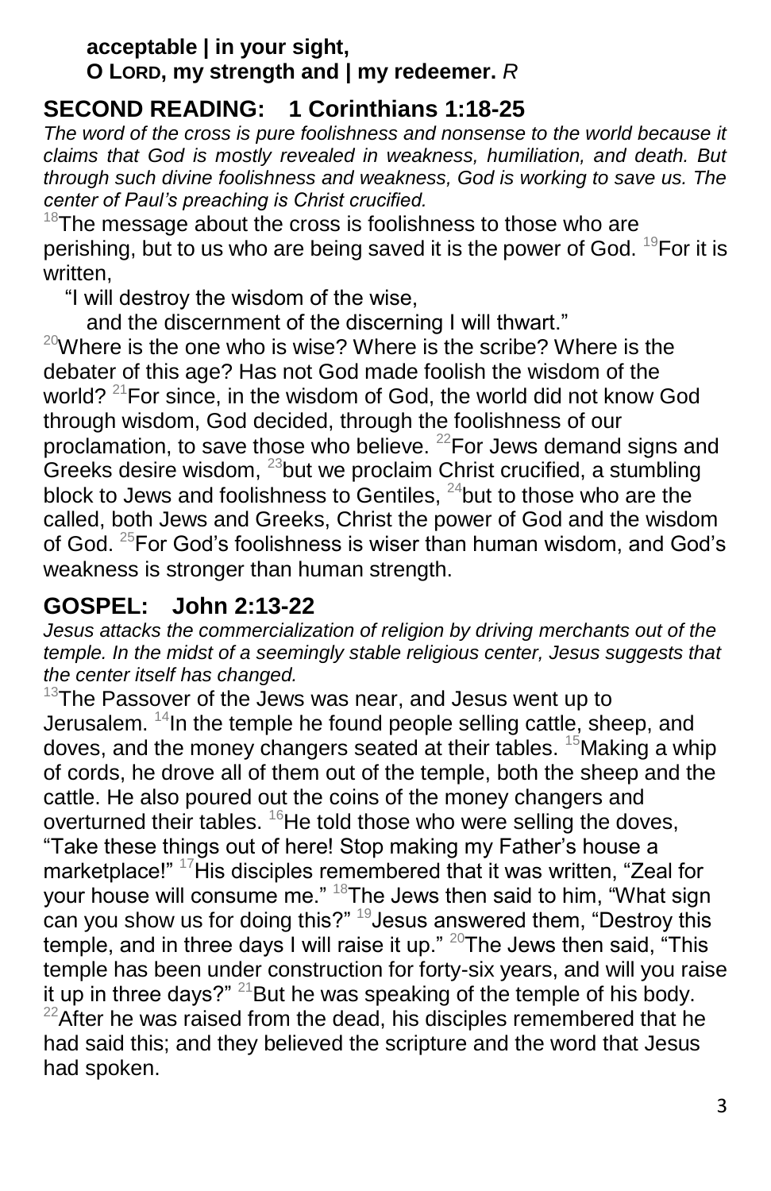**acceptable | in your sight,**
**O LORD, my strength and | my redeemer.** *R*

## SECOND READING: 1 Corinthians 1:18-25

*The word of the cross is pure foolishness and nonsense to the world because it claims that God is mostly revealed in weakness, humiliation, and death. But through such divine foolishness and weakness, God is working to save us. The center of Paul's preaching is Christ crucified.*

[18]The message about the cross is foolishness to those who are perishing, but to us who are being saved it is the power of God. [19]For it is written,

"I will destroy the wisdom of the wise,
and the discernment of the discerning I will thwart."

[20]Where is the one who is wise? Where is the scribe? Where is the debater of this age? Has not God made foolish the wisdom of the world? [21]For since, in the wisdom of God, the world did not know God through wisdom, God decided, through the foolishness of our proclamation, to save those who believe. [22]For Jews demand signs and Greeks desire wisdom, [23]but we proclaim Christ crucified, a stumbling block to Jews and foolishness to Gentiles, [24]but to those who are the called, both Jews and Greeks, Christ the power of God and the wisdom of God. [25]For God's foolishness is wiser than human wisdom, and God's weakness is stronger than human strength.

## GOSPEL: John 2:13-22

*Jesus attacks the commercialization of religion by driving merchants out of the temple. In the midst of a seemingly stable religious center, Jesus suggests that the center itself has changed.*

[13]The Passover of the Jews was near, and Jesus went up to Jerusalem. [14]In the temple he found people selling cattle, sheep, and doves, and the money changers seated at their tables. [15]Making a whip of cords, he drove all of them out of the temple, both the sheep and the cattle. He also poured out the coins of the money changers and overturned their tables. [16]He told those who were selling the doves, "Take these things out of here! Stop making my Father's house a marketplace!" [17]His disciples remembered that it was written, "Zeal for your house will consume me." [18]The Jews then said to him, "What sign can you show us for doing this?" [19]Jesus answered them, "Destroy this temple, and in three days I will raise it up." [20]The Jews then said, "This temple has been under construction for forty-six years, and will you raise it up in three days?" [21]But he was speaking of the temple of his body. [22]After he was raised from the dead, his disciples remembered that he had said this; and they believed the scripture and the word that Jesus had spoken.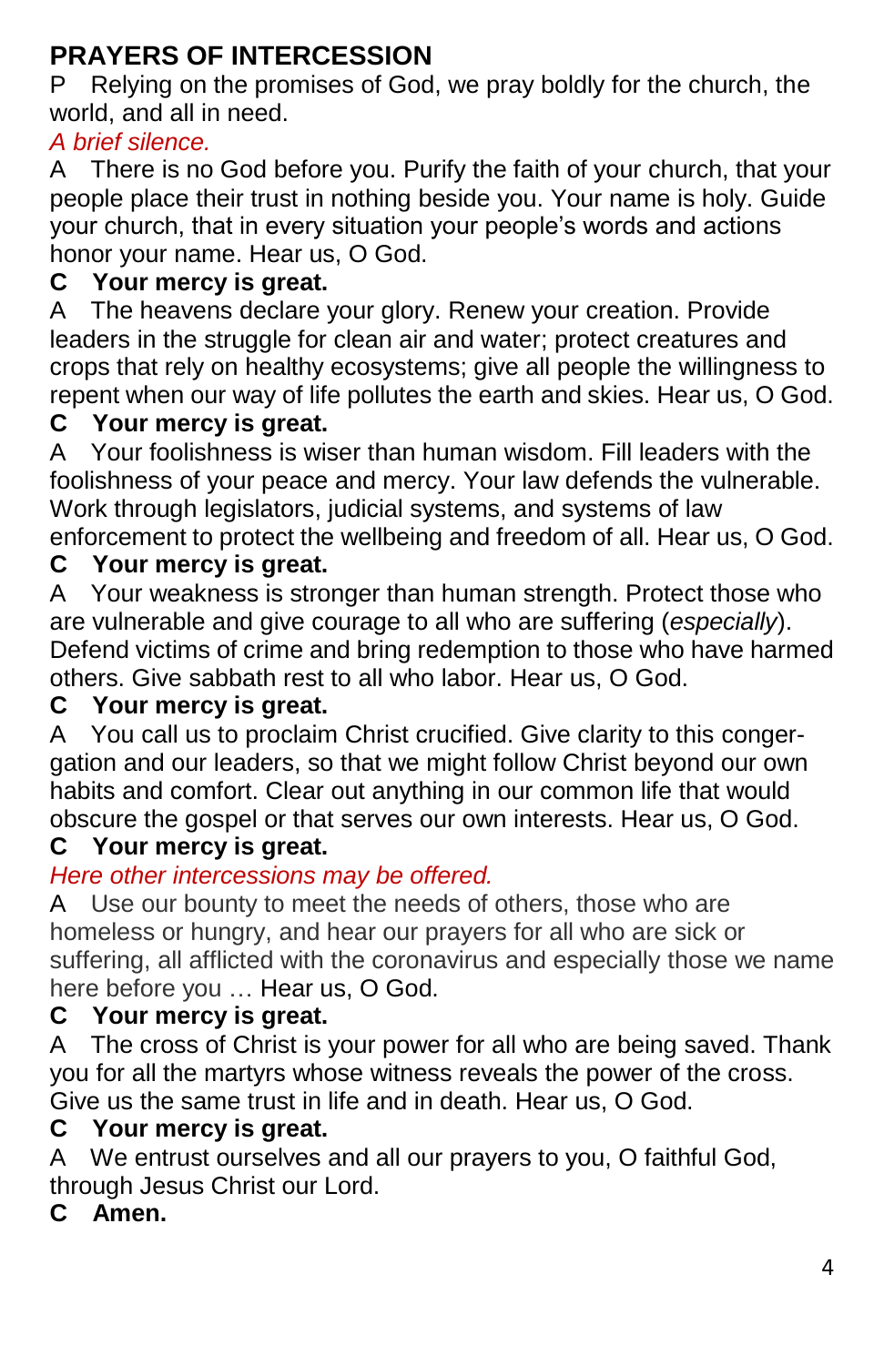## PRAYERS OF INTERCESSION

P Relying on the promises of God, we pray boldly for the church, the world, and all in need.

*A brief silence.*

A There is no God before you. Purify the faith of your church, that your people place their trust in nothing beside you. Your name is holy. Guide your church, that in every situation your people's words and actions honor your name. Hear us, O God.

**C Your mercy is great.**

A The heavens declare your glory. Renew your creation. Provide leaders in the struggle for clean air and water; protect creatures and crops that rely on healthy ecosystems; give all people the willingness to repent when our way of life pollutes the earth and skies. Hear us, O God.

**C Your mercy is great.**

A Your foolishness is wiser than human wisdom. Fill leaders with the foolishness of your peace and mercy. Your law defends the vulnerable. Work through legislators, judicial systems, and systems of law enforcement to protect the wellbeing and freedom of all. Hear us, O God.

**C Your mercy is great.**

A Your weakness is stronger than human strength. Protect those who are vulnerable and give courage to all who are suffering (*especially*). Defend victims of crime and bring redemption to those who have harmed others. Give sabbath rest to all who labor. Hear us, O God.

**C Your mercy is great.**

A You call us to proclaim Christ crucified. Give clarity to this congregation and our leaders, so that we might follow Christ beyond our own habits and comfort. Clear out anything in our common life that would obscure the gospel or that serves our own interests. Hear us, O God.

**C Your mercy is great.**

*Here other intercessions may be offered.*

A Use our bounty to meet the needs of others, those who are homeless or hungry, and hear our prayers for all who are sick or suffering, all afflicted with the coronavirus and especially those we name here before you … Hear us, O God.

**C Your mercy is great.**

A The cross of Christ is your power for all who are being saved. Thank you for all the martyrs whose witness reveals the power of the cross. Give us the same trust in life and in death. Hear us, O God.

**C Your mercy is great.**

A We entrust ourselves and all our prayers to you, O faithful God, through Jesus Christ our Lord.

**C Amen.**